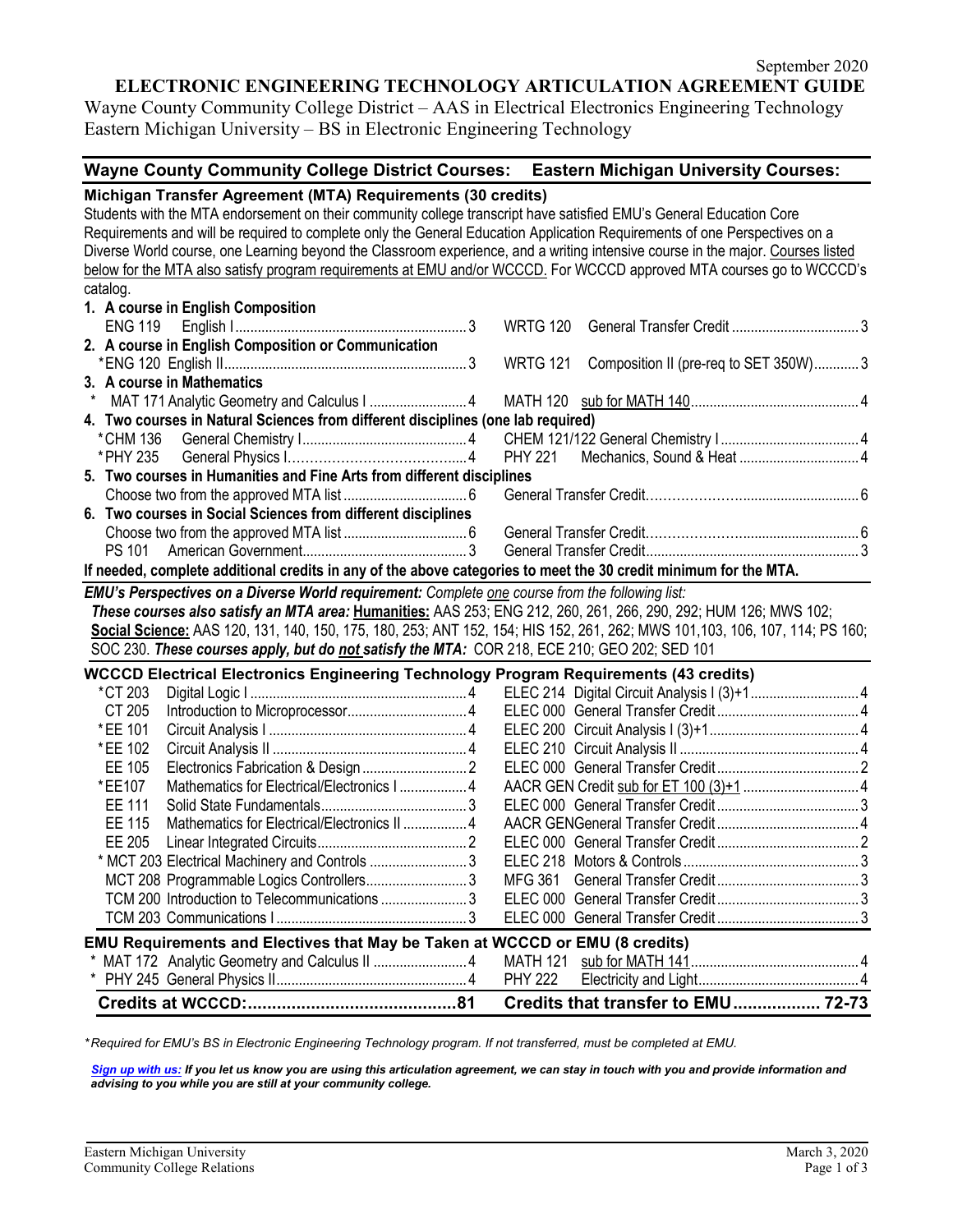September 2020

# ELECTRONIC ENGINEERING TECHNOLOGY ARTICULATION AGREEMENT GUIDE

Wayne County Community College District – AAS in Electrical Electronics Engineering Technology
Eastern Michigan University – BS in Electronic Engineering Technology

| Wayne County Community College District Courses: | | | Eastern Michigan University Courses: | | |
|---|---|---|---|---|---|
| **Michigan Transfer Agreement (MTA) Requirements (30 credits)** | | | | | |
| Students with the MTA endorsement on their community college transcript have satisfied EMU's General Education Core Requirements and will be required to complete only the General Education Application Requirements of one Perspectives on a Diverse World course, one Learning beyond the Classroom experience, and a writing intensive course in the major. Courses listed below for the MTA also satisfy program requirements at EMU and/or WCCCD. For WCCCD approved MTA courses go to WCCCD's catalog. | | | | | |
| **1. A course in English Composition** | | | | | |
| ENG 119 | English I | 3 | WRTG 120 | General Transfer Credit | 3 |
| **2. A course in English Composition or Communication** | | | | | |
| *ENG 120 | English II | 3 | WRTG 121 | Composition II (pre-req to SET 350W) | 3 |
| **3. A course in Mathematics** | | | | | |
| * MAT 171 | Analytic Geometry and Calculus I | 4 | MATH 120 | sub for MATH 140 | 4 |
| **4. Two courses in Natural Sciences from different disciplines (one lab required)** | | | | | |
| *CHM 136 | General Chemistry I | 4 | CHEM 121/122 | General Chemistry I | 4 |
| *PHY 235 | General Physics I | 4 | PHY 221 | Mechanics, Sound & Heat | 4 |
| **5. Two courses in Humanities and Fine Arts from different disciplines** | | | | | |
| | Choose two from the approved MTA list | 6 | | General Transfer Credit | 6 |
| **6. Two courses in Social Sciences from different disciplines** | | | | | |
| | Choose two from the approved MTA list | 6 | | General Transfer Credit | 6 |
| PS 101 | American Government | 3 | | General Transfer Credit | 3 |
| **If needed, complete additional credits in any of the above categories to meet the 30 credit minimum for the MTA.** | | | | | |

***EMU's Perspectives on a Diverse World requirement:*** *Complete one course from the following list:*
***These courses also satisfy an MTA area:*** **Humanities:** AAS 253; ENG 212, 260, 261, 266, 290, 292; HUM 126; MWS 102;
**Social Science:** AAS 120, 131, 140, 150, 175, 180, 253; ANT 152, 154; HIS 152, 261, 262; MWS 101,103, 106, 107, 114; PS 160; SOC 230. ***These courses apply, but do not satisfy the MTA:*** COR 218, ECE 210; GEO 202; SED 101

| WCCCD Course | Title | Credits | EMU Course | Title | Credits |
|---|---|---|---|---|---|
| **WCCCD Electrical Electronics Engineering Technology Program Requirements (43 credits)** | | | | | |
| *CT 203 | Digital Logic I | 4 | ELEC 214 | Digital Circuit Analysis I (3)+1 | 4 |
| CT 205 | Introduction to Microprocessor | 4 | ELEC 000 | General Transfer Credit | 4 |
| *EE 101 | Circuit Analysis I | 4 | ELEC 200 | Circuit Analysis I (3)+1 | 4 |
| *EE 102 | Circuit Analysis II | 4 | ELEC 210 | Circuit Analysis II | 4 |
| EE 105 | Electronics Fabrication & Design | 2 | ELEC 000 | General Transfer Credit | 2 |
| *EE107 | Mathematics for Electrical/Electronics I | 4 | AACR GEN | Credit sub for ET 100 (3)+1 | 4 |
| EE 111 | Solid State Fundamentals | 3 | ELEC 000 | General Transfer Credit | 3 |
| EE 115 | Mathematics for Electrical/Electronics II | 4 | AACR GEN | General Transfer Credit | 4 |
| EE 205 | Linear Integrated Circuits | 2 | ELEC 000 | General Transfer Credit | 2 |
| * MCT 203 | Electrical Machinery and Controls | 3 | ELEC 218 | Motors & Controls | 3 |
| MCT 208 | Programmable Logics Controllers | 3 | MFG 361 | General Transfer Credit | 3 |
| TCM 200 | Introduction to Telecommunications | 3 | ELEC 000 | General Transfer Credit | 3 |
| TCM 203 | Communications I | 3 | ELEC 000 | General Transfer Credit | 3 |
| **EMU Requirements and Electives that May be Taken at WCCCD or EMU (8 credits)** | | | | | |
| * MAT 172 | Analytic Geometry and Calculus II | 4 | MATH 121 | sub for MATH 141 | 4 |
| * PHY 245 | General Physics II | 4 | PHY 222 | Electricity and Light | 4 |
| **Credits at WCCCD:** | | **81** | **Credits that transfer to EMU** | | **72-73** |

*\*Required for EMU's BS in Electronic Engineering Technology program. If not transferred, must be completed at EMU.*

***Sign up with us:*** ***If you let us know you are using this articulation agreement, we can stay in touch with you and provide information and advising to you while you are still at your community college.***

Eastern Michigan University
Community College Relations

March 3, 2020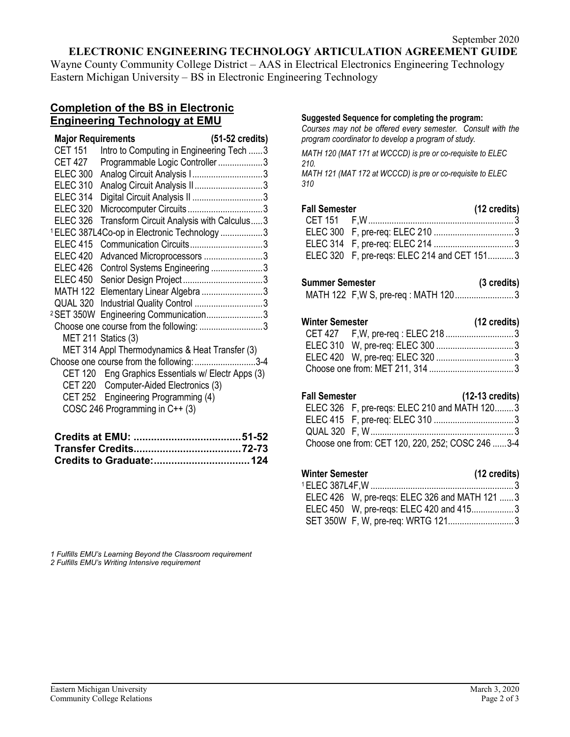September 2020

**ELECTRONIC ENGINEERING TECHNOLOGY ARTICULATION AGREEMENT GUIDE**

Wayne County Community College District – AAS in Electrical Electronics Engineering Technology
Eastern Michigan University – BS in Electronic Engineering Technology

## Completion of the BS in Electronic Engineering Technology at EMU

| Major Requirements | | (51-52 credits) |
|---|---|---|
| CET 151 | Intro to Computing in Engineering Tech | 3 |
| CET 427 | Programmable Logic Controller | 3 |
| ELEC 300 | Analog Circuit Analysis I | 3 |
| ELEC 310 | Analog Circuit Analysis II | 3 |
| ELEC 314 | Digital Circuit Analysis II | 3 |
| ELEC 320 | Microcomputer Circuits | 3 |
| ELEC 326 | Transform Circuit Analysis with Calculus | 3 |
| [1] ELEC 387L4 | Co-op in Electronic Technology | 3 |
| ELEC 415 | Communication Circuits | 3 |
| ELEC 420 | Advanced Microprocessors | 3 |
| ELEC 426 | Control Systems Engineering | 3 |
| ELEC 450 | Senior Design Project | 3 |
| MATH 122 | Elementary Linear Algebra | 3 |
| QUAL 320 | Industrial Quality Control | 3 |
| [2] SET 350W | Engineering Communication | 3 |

Choose one course from the following: ........................... 3
- MET 211 Statics (3)
- MET 314 Appl Thermodynamics & Heat Transfer (3)

Choose one course from the following: .......................... 3-4
- CET 120 Eng Graphics Essentials w/ Electr Apps (3)
- CET 220 Computer-Aided Electronics (3)
- CET 252 Engineering Programming (4)
- COSC 246 Programming in C++ (3)

**Credits at EMU: ..................................... 51-52**
**Transfer Credits..................................... 72-73**
**Credits to Graduate:................................. 124**

**Suggested Sequence for completing the program:**

*Courses may not be offered every semester. Consult with the program coordinator to develop a program of study.*

*MATH 120 (MAT 171 at WCCCD) is pre or co-requisite to ELEC 210.*
*MATH 121 (MAT 172 at WCCCD) is pre or co-requisite to ELEC 310*

| Fall Semester | | (12 credits) |
|---|---|---|
| CET 151 | F,W | 3 |
| ELEC 300 | F, pre-req: ELEC 210 | 3 |
| ELEC 314 | F, pre-req: ELEC 214 | 3 |
| ELEC 320 | F, pre-reqs: ELEC 214 and CET 151 | 3 |

| Summer Semester | | (3 credits) |
|---|---|---|
| MATH 122 | F,W S, pre-req : MATH 120 | 3 |

| Winter Semester | | (12 credits) |
|---|---|---|
| CET 427 | F,W, pre-req : ELEC 218 | 3 |
| ELEC 310 | W, pre-req: ELEC 300 | 3 |
| ELEC 420 | W, pre-req: ELEC 320 | 3 |
| Choose one from: MET 211, 314 | | 3 |

| Fall Semester | | (12-13 credits) |
|---|---|---|
| ELEC 326 | F, pre-reqs: ELEC 210 and MATH 120 | 3 |
| ELEC 415 | F, pre-req: ELEC 310 | 3 |
| QUAL 320 | F, W | 3 |
| Choose one from: CET 120, 220, 252; COSC 246 | | 3-4 |

| Winter Semester | | (12 credits) |
|---|---|---|
| [1] ELEC 387L4 | F,W | 3 |
| ELEC 426 | W, pre-reqs: ELEC 326 and MATH 121 | 3 |
| ELEC 450 | W, pre-reqs: ELEC 420 and 415 | 3 |
| SET 350W | F, W, pre-req: WRTG 121 | 3 |

*1 Fulfills EMU's Learning Beyond the Classroom requirement*
*2 Fulfills EMU's Writing Intensive requirement*

Eastern Michigan University
Community College Relations

March 3, 2020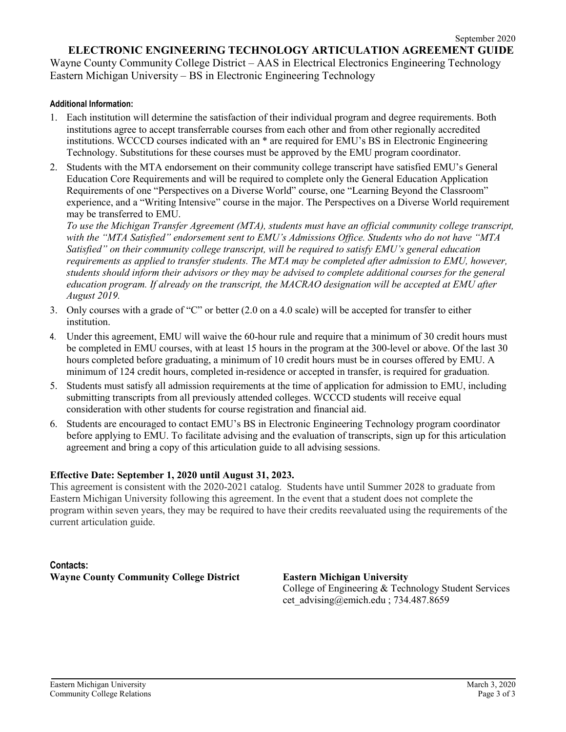September 2020

# ELECTRONIC ENGINEERING TECHNOLOGY ARTICULATION AGREEMENT GUIDE

Wayne County Community College District – AAS in Electrical Electronics Engineering Technology
Eastern Michigan University – BS in Electronic Engineering Technology

**Additional Information:**

1. Each institution will determine the satisfaction of their individual program and degree requirements. Both institutions agree to accept transferrable courses from each other and from other regionally accredited institutions. WCCCD courses indicated with an * are required for EMU's BS in Electronic Engineering Technology. Substitutions for these courses must be approved by the EMU program coordinator.
2. Students with the MTA endorsement on their community college transcript have satisfied EMU's General Education Core Requirements and will be required to complete only the General Education Application Requirements of one "Perspectives on a Diverse World" course, one "Learning Beyond the Classroom" experience, and a "Writing Intensive" course in the major. The Perspectives on a Diverse World requirement may be transferred to EMU.
   *To use the Michigan Transfer Agreement (MTA), students must have an official community college transcript, with the "MTA Satisfied" endorsement sent to EMU's Admissions Office. Students who do not have "MTA Satisfied" on their community college transcript, will be required to satisfy EMU's general education requirements as applied to transfer students. The MTA may be completed after admission to EMU, however, students should inform their advisors or they may be advised to complete additional courses for the general education program. If already on the transcript, the MACRAO designation will be accepted at EMU after August 2019.*
3. Only courses with a grade of "C" or better (2.0 on a 4.0 scale) will be accepted for transfer to either institution.
4. Under this agreement, EMU will waive the 60-hour rule and require that a minimum of 30 credit hours must be completed in EMU courses, with at least 15 hours in the program at the 300-level or above. Of the last 30 hours completed before graduating, a minimum of 10 credit hours must be in courses offered by EMU. A minimum of 124 credit hours, completed in-residence or accepted in transfer, is required for graduation.
5. Students must satisfy all admission requirements at the time of application for admission to EMU, including submitting transcripts from all previously attended colleges. WCCCD students will receive equal consideration with other students for course registration and financial aid.
6. Students are encouraged to contact EMU's BS in Electronic Engineering Technology program coordinator before applying to EMU. To facilitate advising and the evaluation of transcripts, sign up for this articulation agreement and bring a copy of this articulation guide to all advising sessions.

**Effective Date: September 1, 2020 until August 31, 2023.**

This agreement is consistent with the 2020-2021 catalog. Students have until Summer 2028 to graduate from Eastern Michigan University following this agreement. In the event that a student does not complete the program within seven years, they may be required to have their credits reevaluated using the requirements of the current articulation guide.

**Contacts:**

**Wayne County Community College District**

**Eastern Michigan University**
College of Engineering & Technology Student Services
cet_advising@emich.edu ; 734.487.8659